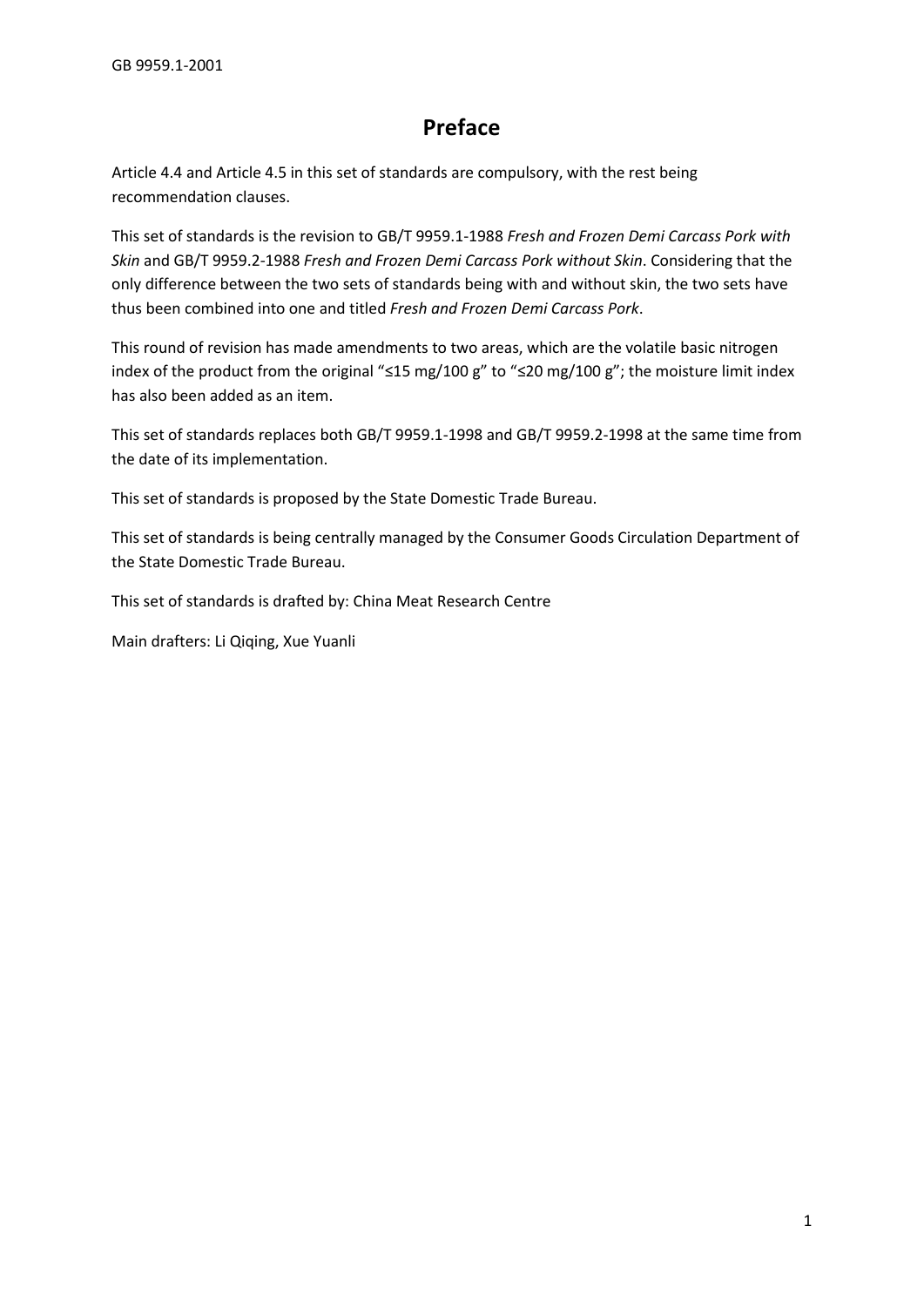# Preface

Article 4.4 and Article 4.5 in this set of standards are compulsory, with the rest being recommendation clauses.

This set of standards is the revision to GB/T 9959.1-1988 *Fresh and Frozen Demi Carcass Pork with Skin* and GB/T 9959.2-1988 *Fresh and Frozen Demi Carcass Pork without Skin*. Considering that the only difference between the two sets of standards being with and without skin, the two sets have thus been combined into one and titled *Fresh and Frozen Demi Carcass Pork*.

This round of revision has made amendments to two areas, which are the volatile basic nitrogen index of the product from the original "≤15 mg/100 g" to "≤20 mg/100 g"; the moisture limit index has also been added as an item.

This set of standards replaces both GB/T 9959.1-1998 and GB/T 9959.2-1998 at the same time from the date of its implementation.

This set of standards is proposed by the State Domestic Trade Bureau.

This set of standards is being centrally managed by the Consumer Goods Circulation Department of the State Domestic Trade Bureau.

This set of standards is drafted by: China Meat Research Centre

Main drafters: Li Qiqing, Xue Yuanli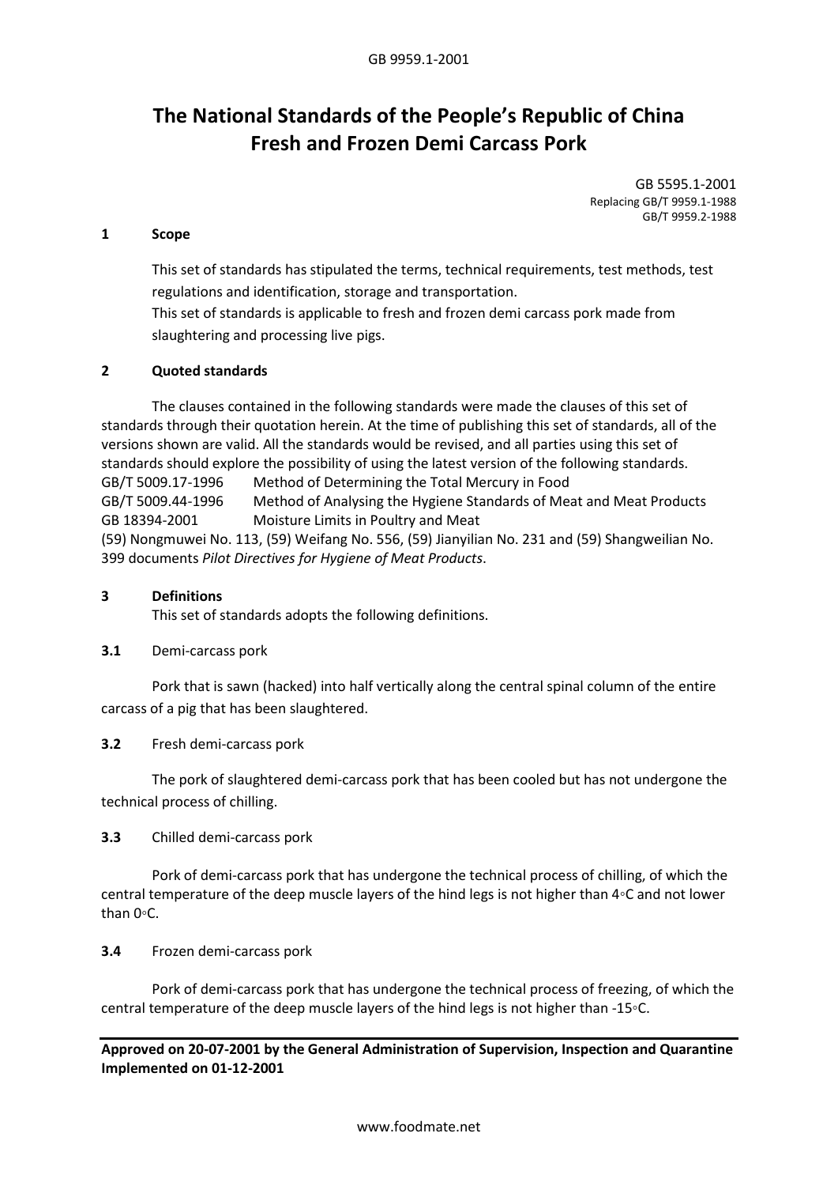# The National Standards of the People's Republic of China
# Fresh and Frozen Demi Carcass Pork

GB 5595.1-2001
Replacing GB/T 9959.1-1988
GB/T 9959.2-1988

## 1 Scope

This set of standards has stipulated the terms, technical requirements, test methods, test regulations and identification, storage and transportation.
This set of standards is applicable to fresh and frozen demi carcass pork made from slaughtering and processing live pigs.

## 2 Quoted standards

The clauses contained in the following standards were made the clauses of this set of standards through their quotation herein. At the time of publishing this set of standards, all of the versions shown are valid. All the standards would be revised, and all parties using this set of standards should explore the possibility of using the latest version of the following standards.

GB/T 5009.17-1996 Method of Determining the Total Mercury in Food
GB/T 5009.44-1996 Method of Analysing the Hygiene Standards of Meat and Meat Products
GB 18394-2001 Moisture Limits in Poultry and Meat

(59) Nongmuwei No. 113, (59) Weifang No. 556, (59) Jianyilian No. 231 and (59) Shangweilian No. 399 documents *Pilot Directives for Hygiene of Meat Products*.

## 3 Definitions

This set of standards adopts the following definitions.

**3.1** Demi-carcass pork

Pork that is sawn (hacked) into half vertically along the central spinal column of the entire carcass of a pig that has been slaughtered.

**3.2** Fresh demi-carcass pork

The pork of slaughtered demi-carcass pork that has been cooled but has not undergone the technical process of chilling.

**3.3** Chilled demi-carcass pork

Pork of demi-carcass pork that has undergone the technical process of chilling, of which the central temperature of the deep muscle layers of the hind legs is not higher than 4◦C and not lower than 0◦C.

**3.4** Frozen demi-carcass pork

Pork of demi-carcass pork that has undergone the technical process of freezing, of which the central temperature of the deep muscle layers of the hind legs is not higher than -15◦C.

**Approved on 20-07-2001 by the General Administration of Supervision, Inspection and Quarantine**
**Implemented on 01-12-2001**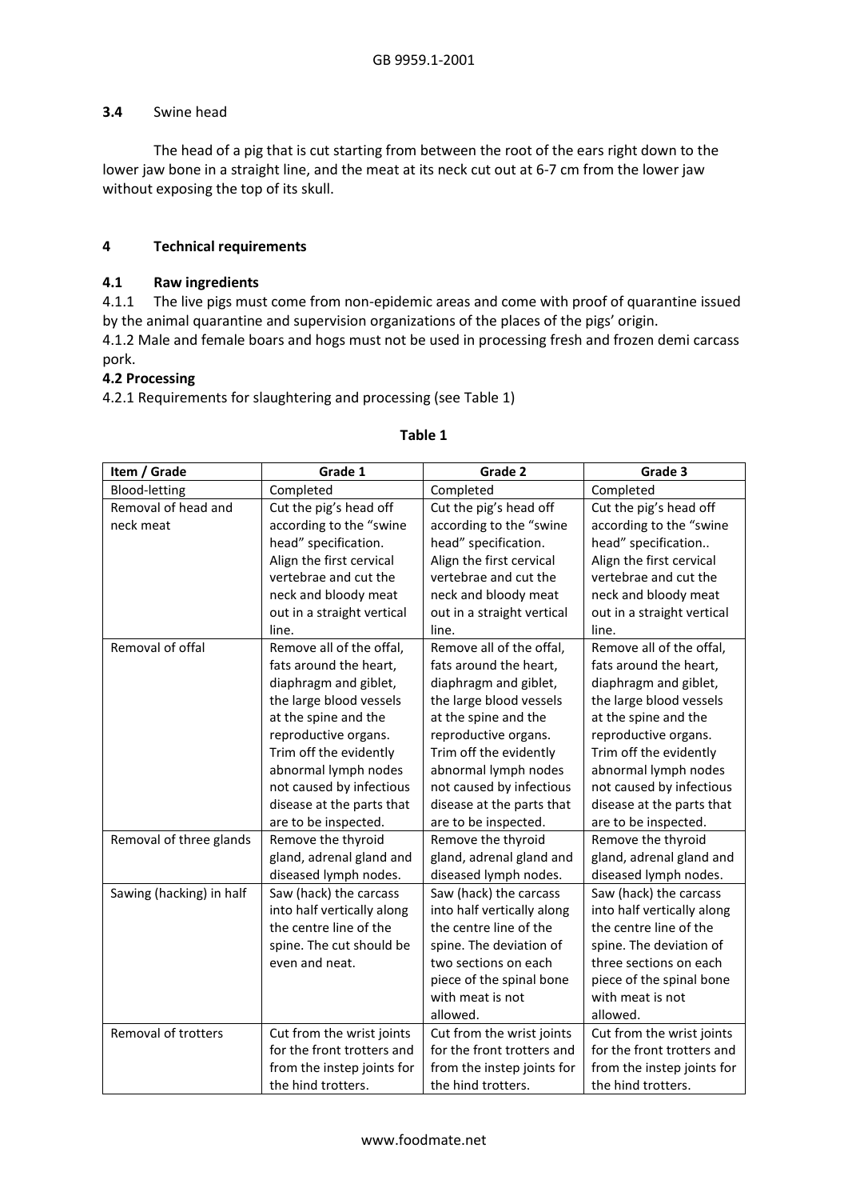**3.4** Swine head

The head of a pig that is cut starting from between the root of the ears right down to the lower jaw bone in a straight line, and the meat at its neck cut out at 6-7 cm from the lower jaw without exposing the top of its skull.

## 4 Technical requirements

### 4.1 Raw ingredients

4.1.1 The live pigs must come from non-epidemic areas and come with proof of quarantine issued by the animal quarantine and supervision organizations of the places of the pigs' origin.

4.1.2 Male and female boars and hogs must not be used in processing fresh and frozen demi carcass pork.

### 4.2 Processing

4.2.1 Requirements for slaughtering and processing (see Table 1)

**Table 1**

| Item / Grade | Grade 1 | Grade 2 | Grade 3 |
|---|---|---|---|
| Blood-letting | Completed | Completed | Completed |
| Removal of head and neck meat | Cut the pig's head off according to the "swine head" specification. Align the first cervical vertebrae and cut the neck and bloody meat out in a straight vertical line. | Cut the pig's head off according to the "swine head" specification. Align the first cervical vertebrae and cut the neck and bloody meat out in a straight vertical line. | Cut the pig's head off according to the "swine head" specification.. Align the first cervical vertebrae and cut the neck and bloody meat out in a straight vertical line. |
| Removal of offal | Remove all of the offal, fats around the heart, diaphragm and giblet, the large blood vessels at the spine and the reproductive organs. Trim off the evidently abnormal lymph nodes not caused by infectious disease at the parts that are to be inspected. | Remove all of the offal, fats around the heart, diaphragm and giblet, the large blood vessels at the spine and the reproductive organs. Trim off the evidently abnormal lymph nodes not caused by infectious disease at the parts that are to be inspected. | Remove all of the offal, fats around the heart, diaphragm and giblet, the large blood vessels at the spine and the reproductive organs. Trim off the evidently abnormal lymph nodes not caused by infectious disease at the parts that are to be inspected. |
| Removal of three glands | Remove the thyroid gland, adrenal gland and diseased lymph nodes. | Remove the thyroid gland, adrenal gland and diseased lymph nodes. | Remove the thyroid gland, adrenal gland and diseased lymph nodes. |
| Sawing (hacking) in half | Saw (hack) the carcass into half vertically along the centre line of the spine. The cut should be even and neat. | Saw (hack) the carcass into half vertically along the centre line of the spine. The deviation of two sections on each piece of the spinal bone with meat is not allowed. | Saw (hack) the carcass into half vertically along the centre line of the spine. The deviation of three sections on each piece of the spinal bone with meat is not allowed. |
| Removal of trotters | Cut from the wrist joints for the front trotters and from the instep joints for the hind trotters. | Cut from the wrist joints for the front trotters and from the instep joints for the hind trotters. | Cut from the wrist joints for the front trotters and from the instep joints for the hind trotters. |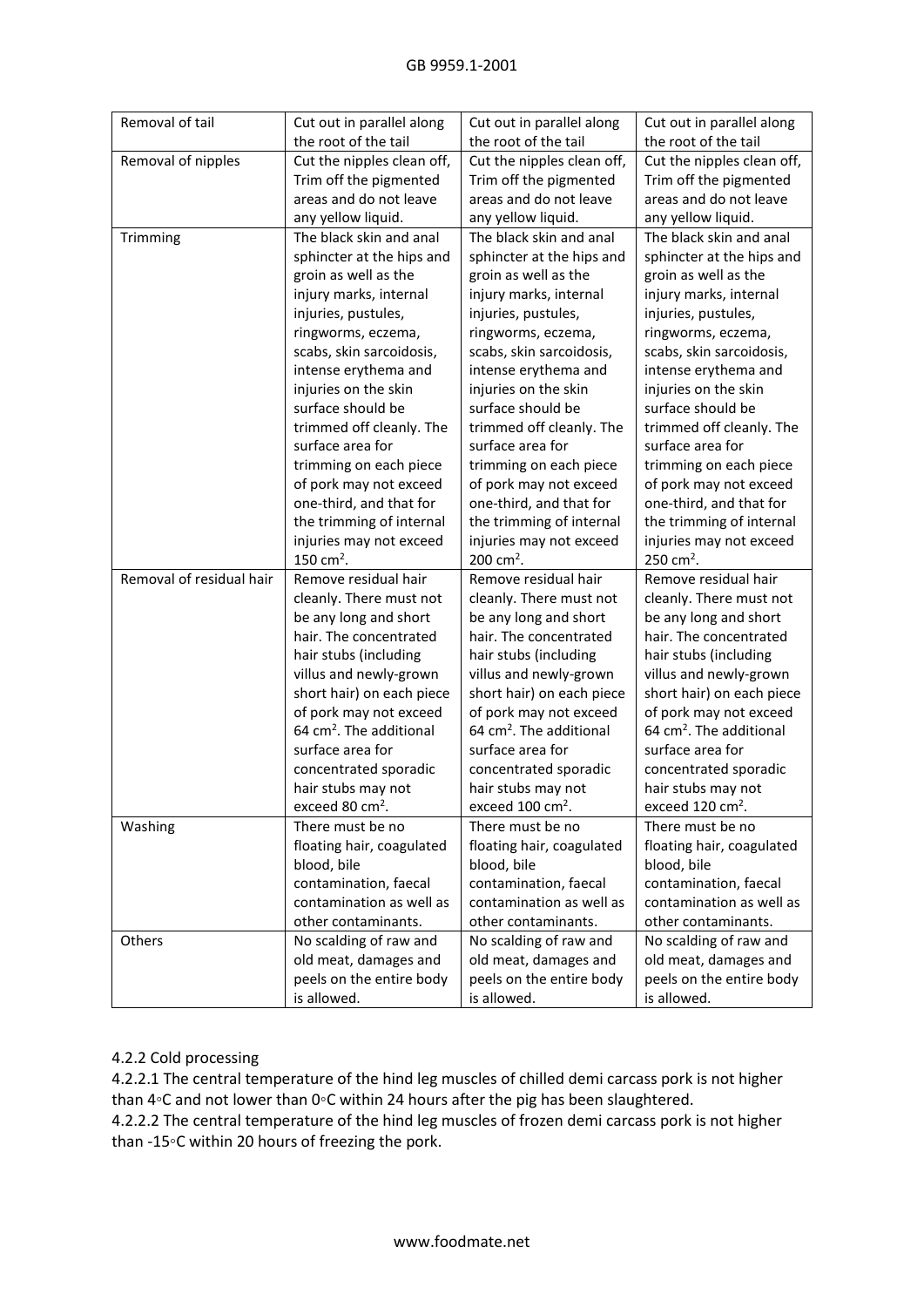| Removal of tail | Cut out in parallel along the root of the tail | Cut out in parallel along the root of the tail | Cut out in parallel along the root of the tail |
|---|---|---|---|
| Removal of nipples | Cut the nipples clean off, Trim off the pigmented areas and do not leave any yellow liquid. | Cut the nipples clean off, Trim off the pigmented areas and do not leave any yellow liquid. | Cut the nipples clean off, Trim off the pigmented areas and do not leave any yellow liquid. |
| Trimming | The black skin and anal sphincter at the hips and groin as well as the injury marks, internal injuries, pustules, ringworms, eczema, scabs, skin sarcoidosis, intense erythema and injuries on the skin surface should be trimmed off cleanly. The surface area for trimming on each piece of pork may not exceed one-third, and that for the trimming of internal injuries may not exceed 150 cm$^2$. | The black skin and anal sphincter at the hips and groin as well as the injury marks, internal injuries, pustules, ringworms, eczema, scabs, skin sarcoidosis, intense erythema and injuries on the skin surface should be trimmed off cleanly. The surface area for trimming on each piece of pork may not exceed one-third, and that for the trimming of internal injuries may not exceed 200 cm$^2$. | The black skin and anal sphincter at the hips and groin as well as the injury marks, internal injuries, pustules, ringworms, eczema, scabs, skin sarcoidosis, intense erythema and injuries on the skin surface should be trimmed off cleanly. The surface area for trimming on each piece of pork may not exceed one-third, and that for the trimming of internal injuries may not exceed 250 cm$^2$. |
| Removal of residual hair | Remove residual hair cleanly. There must not be any long and short hair. The concentrated hair stubs (including villus and newly-grown short hair) on each piece of pork may not exceed 64 cm$^2$. The additional surface area for concentrated sporadic hair stubs may not exceed 80 cm$^2$. | Remove residual hair cleanly. There must not be any long and short hair. The concentrated hair stubs (including villus and newly-grown short hair) on each piece of pork may not exceed 64 cm$^2$. The additional surface area for concentrated sporadic hair stubs may not exceed 100 cm$^2$. | Remove residual hair cleanly. There must not be any long and short hair. The concentrated hair stubs (including villus and newly-grown short hair) on each piece of pork may not exceed 64 cm$^2$. The additional surface area for concentrated sporadic hair stubs may not exceed 120 cm$^2$. |
| Washing | There must be no floating hair, coagulated blood, bile contamination, faecal contamination as well as other contaminants. | There must be no floating hair, coagulated blood, bile contamination, faecal contamination as well as other contaminants. | There must be no floating hair, coagulated blood, bile contamination, faecal contamination as well as other contaminants. |
| Others | No scalding of raw and old meat, damages and peels on the entire body is allowed. | No scalding of raw and old meat, damages and peels on the entire body is allowed. | No scalding of raw and old meat, damages and peels on the entire body is allowed. |

4.2.2 Cold processing

4.2.2.1 The central temperature of the hind leg muscles of chilled demi carcass pork is not higher than 4◦C and not lower than 0◦C within 24 hours after the pig has been slaughtered.

4.2.2.2 The central temperature of the hind leg muscles of frozen demi carcass pork is not higher than -15◦C within 20 hours of freezing the pork.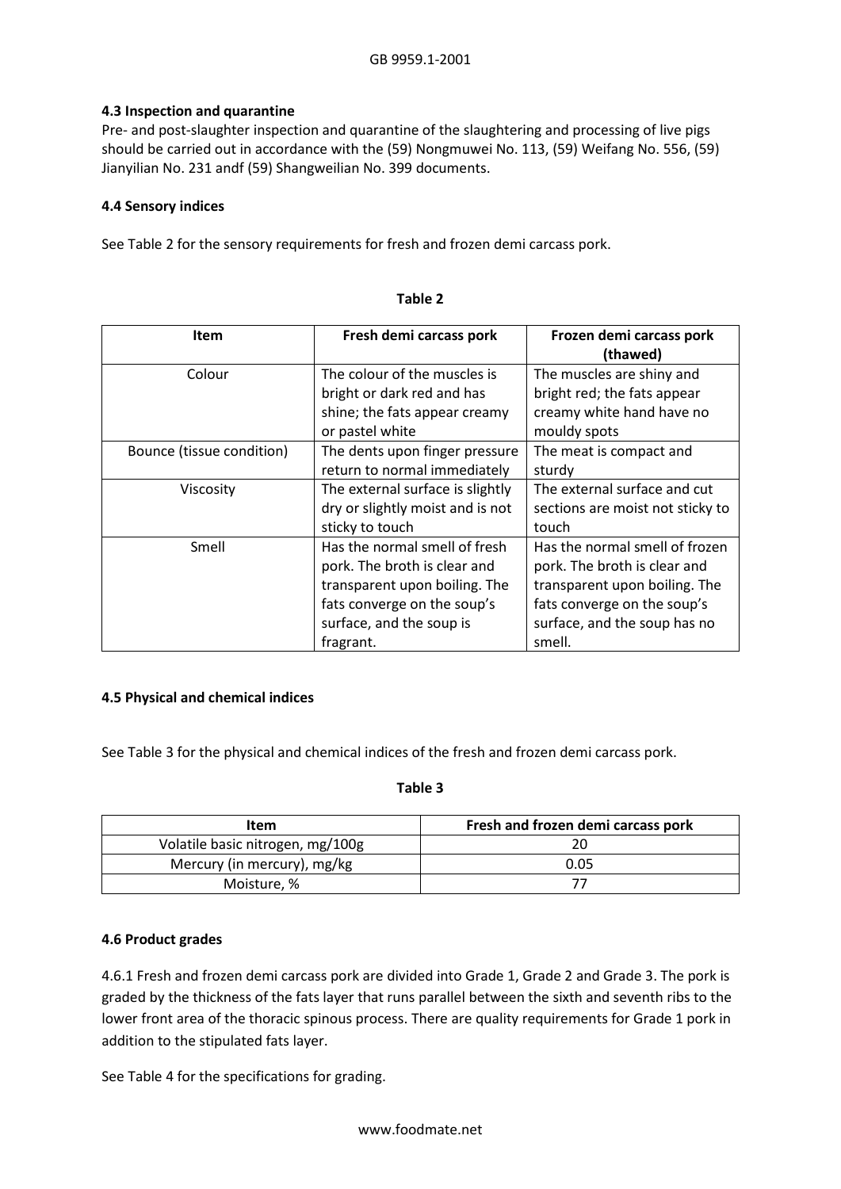### 4.3 Inspection and quarantine

Pre- and post-slaughter inspection and quarantine of the slaughtering and processing of live pigs should be carried out in accordance with the (59) Nongmuwei No. 113, (59) Weifang No. 556, (59) Jianyilian No. 231 andf (59) Shangweilian No. 399 documents.

### 4.4 Sensory indices

See Table 2 for the sensory requirements for fresh and frozen demi carcass pork.

**Table 2**

| Item | Fresh demi carcass pork | Frozen demi carcass pork (thawed) |
|---|---|---|
| Colour | The colour of the muscles is bright or dark red and has shine; the fats appear creamy or pastel white | The muscles are shiny and bright red; the fats appear creamy white hand have no mouldy spots |
| Bounce (tissue condition) | The dents upon finger pressure return to normal immediately | The meat is compact and sturdy |
| Viscosity | The external surface is slightly dry or slightly moist and is not sticky to touch | The external surface and cut sections are moist not sticky to touch |
| Smell | Has the normal smell of fresh pork. The broth is clear and transparent upon boiling. The fats converge on the soup's surface, and the soup is fragrant. | Has the normal smell of frozen pork. The broth is clear and transparent upon boiling. The fats converge on the soup's surface, and the soup has no smell. |

### 4.5 Physical and chemical indices

See Table 3 for the physical and chemical indices of the fresh and frozen demi carcass pork.

**Table 3**

| Item | Fresh and frozen demi carcass pork |
|---|---|
| Volatile basic nitrogen, mg/100g | 20 |
| Mercury (in mercury), mg/kg | 0.05 |
| Moisture, % | 77 |

### 4.6 Product grades

4.6.1 Fresh and frozen demi carcass pork are divided into Grade 1, Grade 2 and Grade 3. The pork is graded by the thickness of the fats layer that runs parallel between the sixth and seventh ribs to the lower front area of the thoracic spinous process. There are quality requirements for Grade 1 pork in addition to the stipulated fats layer.

See Table 4 for the specifications for grading.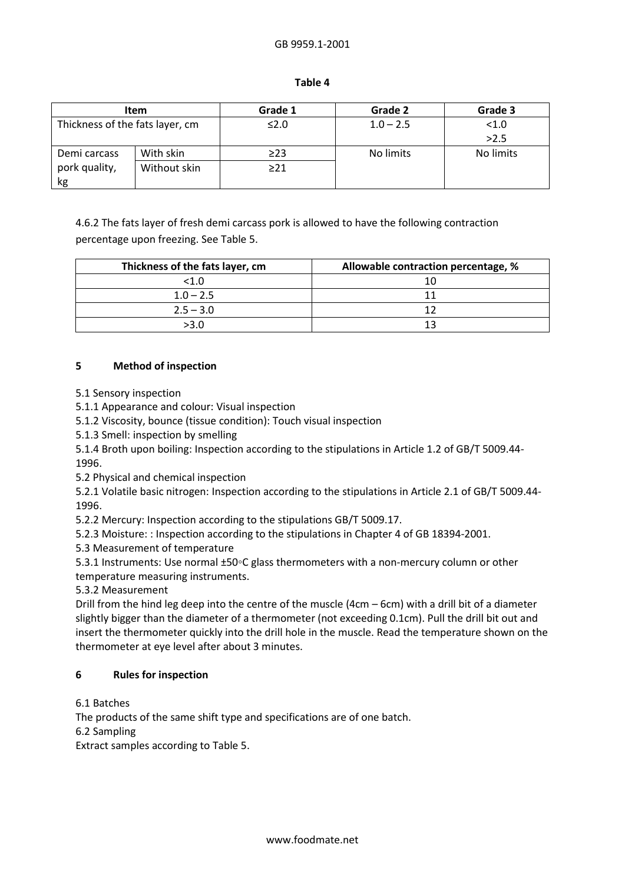**Table 4**

| Item | | Grade 1 | Grade 2 | Grade 3 |
|---|---|---|---|---|
| Thickness of the fats layer, cm | | ≤2.0 | 1.0 – 2.5 | <1.0<br>>2.5 |
| Demi carcass pork quality, kg | With skin | ≥23 | No limits | No limits |
| | Without skin | ≥21 | | |

4.6.2 The fats layer of fresh demi carcass pork is allowed to have the following contraction percentage upon freezing. See Table 5.

| Thickness of the fats layer, cm | Allowable contraction percentage, % |
|---|---|
| <1.0 | 10 |
| 1.0 – 2.5 | 11 |
| 2.5 – 3.0 | 12 |
| >3.0 | 13 |

## 5 Method of inspection

5.1 Sensory inspection

5.1.1 Appearance and colour: Visual inspection

5.1.2 Viscosity, bounce (tissue condition): Touch visual inspection

5.1.3 Smell: inspection by smelling

5.1.4 Broth upon boiling: Inspection according to the stipulations in Article 1.2 of GB/T 5009.44-1996.

5.2 Physical and chemical inspection

5.2.1 Volatile basic nitrogen: Inspection according to the stipulations in Article 2.1 of GB/T 5009.44-1996.

5.2.2 Mercury: Inspection according to the stipulations GB/T 5009.17.

5.2.3 Moisture: : Inspection according to the stipulations in Chapter 4 of GB 18394-2001.

5.3 Measurement of temperature

5.3.1 Instruments: Use normal ±50◦C glass thermometers with a non-mercury column or other temperature measuring instruments.

5.3.2 Measurement

Drill from the hind leg deep into the centre of the muscle (4cm – 6cm) with a drill bit of a diameter slightly bigger than the diameter of a thermometer (not exceeding 0.1cm). Pull the drill bit out and insert the thermometer quickly into the drill hole in the muscle. Read the temperature shown on the thermometer at eye level after about 3 minutes.

## 6 Rules for inspection

6.1 Batches

The products of the same shift type and specifications are of one batch.

6.2 Sampling

Extract samples according to Table 5.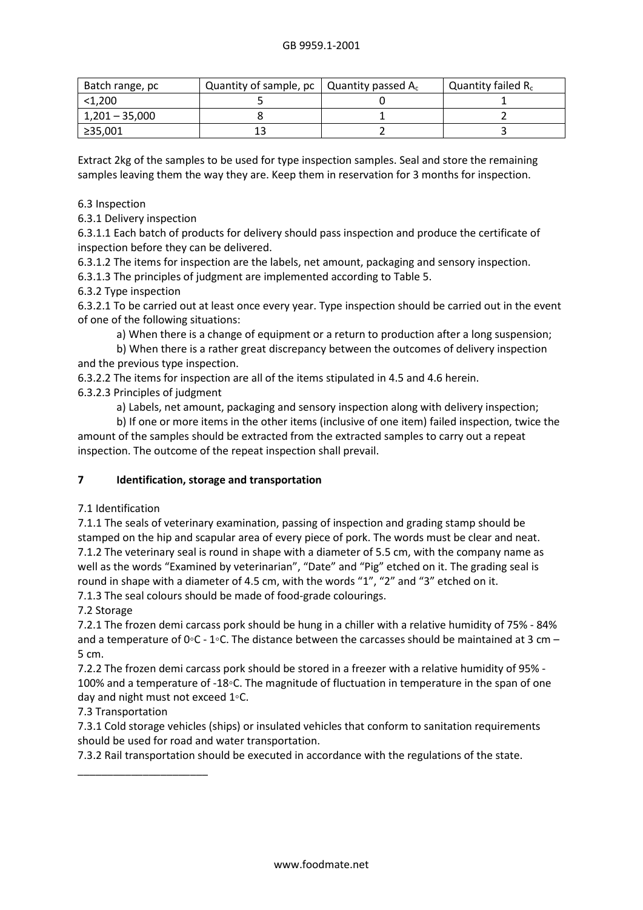| Batch range, pc | Quantity of sample, pc | Quantity passed $A_c$ | Quantity failed $R_c$ |
|---|---|---|---|
| <1,200 | 5 | 0 | 1 |
| 1,201 – 35,000 | 8 | 1 | 2 |
| ≥35,001 | 13 | 2 | 3 |

Extract 2kg of the samples to be used for type inspection samples. Seal and store the remaining samples leaving them the way they are. Keep them in reservation for 3 months for inspection.

6.3 Inspection

6.3.1 Delivery inspection

6.3.1.1 Each batch of products for delivery should pass inspection and produce the certificate of inspection before they can be delivered.

6.3.1.2 The items for inspection are the labels, net amount, packaging and sensory inspection.

6.3.1.3 The principles of judgment are implemented according to Table 5.

6.3.2 Type inspection

6.3.2.1 To be carried out at least once every year. Type inspection should be carried out in the event of one of the following situations:

a) When there is a change of equipment or a return to production after a long suspension;

b) When there is a rather great discrepancy between the outcomes of delivery inspection and the previous type inspection.

6.3.2.2 The items for inspection are all of the items stipulated in 4.5 and 4.6 herein.

6.3.2.3 Principles of judgment

a) Labels, net amount, packaging and sensory inspection along with delivery inspection;

b) If one or more items in the other items (inclusive of one item) failed inspection, twice the amount of the samples should be extracted from the extracted samples to carry out a repeat inspection. The outcome of the repeat inspection shall prevail.

## 7 Identification, storage and transportation

7.1 Identification

7.1.1 The seals of veterinary examination, passing of inspection and grading stamp should be stamped on the hip and scapular area of every piece of pork. The words must be clear and neat.

7.1.2 The veterinary seal is round in shape with a diameter of 5.5 cm, with the company name as well as the words "Examined by veterinarian", "Date" and "Pig" etched on it. The grading seal is round in shape with a diameter of 4.5 cm, with the words "1", "2" and "3" etched on it.

7.1.3 The seal colours should be made of food-grade colourings.

7.2 Storage

7.2.1 The frozen demi carcass pork should be hung in a chiller with a relative humidity of 75% - 84% and a temperature of 0◦C - 1◦C. The distance between the carcasses should be maintained at 3 cm – 5 cm.

7.2.2 The frozen demi carcass pork should be stored in a freezer with a relative humidity of 95% - 100% and a temperature of -18◦C. The magnitude of fluctuation in temperature in the span of one day and night must not exceed 1◦C.

7.3 Transportation

7.3.1 Cold storage vehicles (ships) or insulated vehicles that conform to sanitation requirements should be used for road and water transportation.

7.3.2 Rail transportation should be executed in accordance with the regulations of the state.

______________________